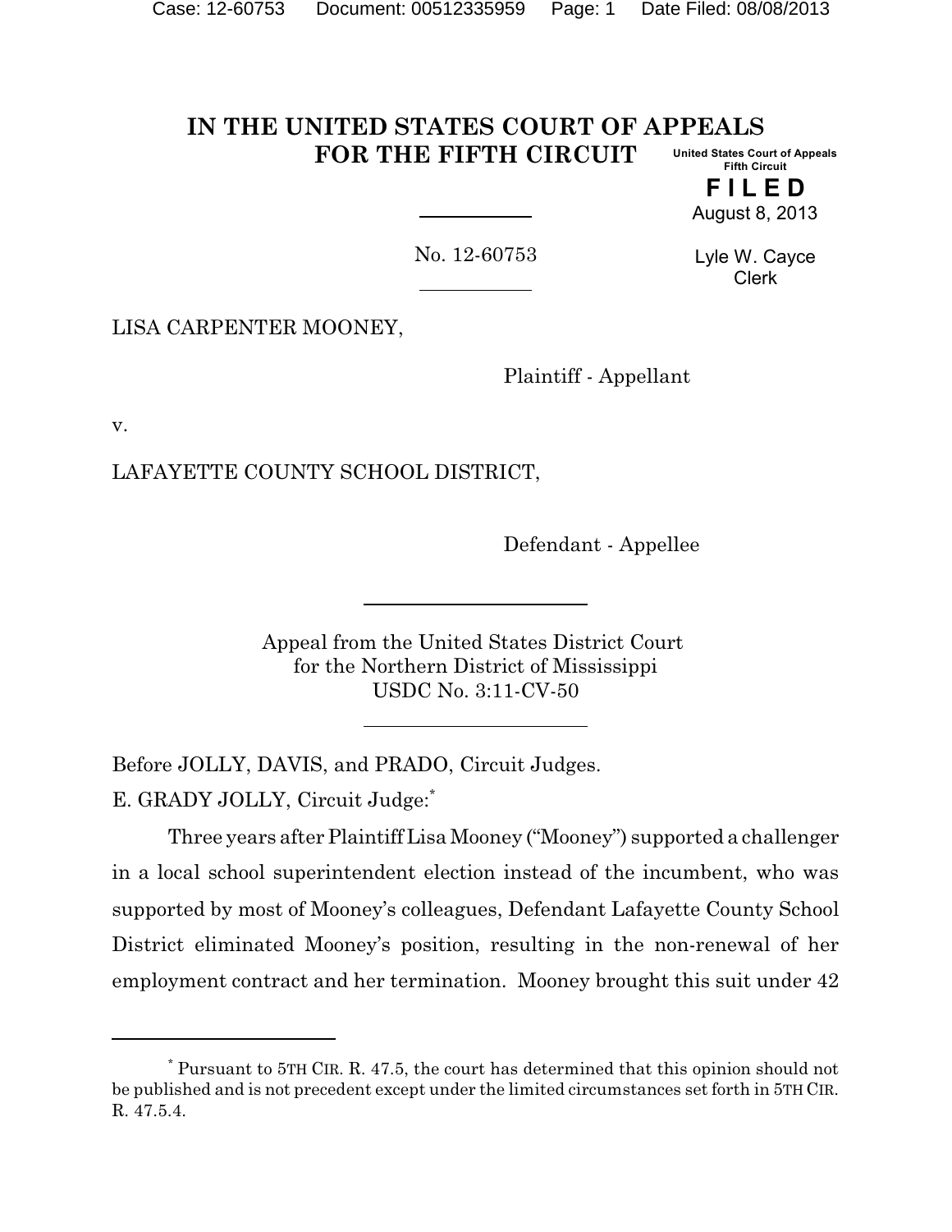# IN THE UNITED STATES COURT OF APPEALS FOR THE FIFTH CIRCUIT

United States Court of Appeals
Fifth Circuit

**FILED**

August 8, 2013

Lyle W. Cayce
Clerk

No. 12-60753

LISA CARPENTER MOONEY,

Plaintiff - Appellant

v.

LAFAYETTE COUNTY SCHOOL DISTRICT,

Defendant - Appellee

Appeal from the United States District Court
for the Northern District of Mississippi
USDC No. 3:11-CV-50

Before JOLLY, DAVIS, and PRADO, Circuit Judges.

E. GRADY JOLLY, Circuit Judge:[*]

Three years after Plaintiff Lisa Mooney ("Mooney") supported a challenger in a local school superintendent election instead of the incumbent, who was supported by most of Mooney's colleagues, Defendant Lafayette County School District eliminated Mooney's position, resulting in the non-renewal of her employment contract and her termination. Mooney brought this suit under 42

[*] Pursuant to 5TH CIR. R. 47.5, the court has determined that this opinion should not be published and is not precedent except under the limited circumstances set forth in 5TH CIR. R. 47.5.4.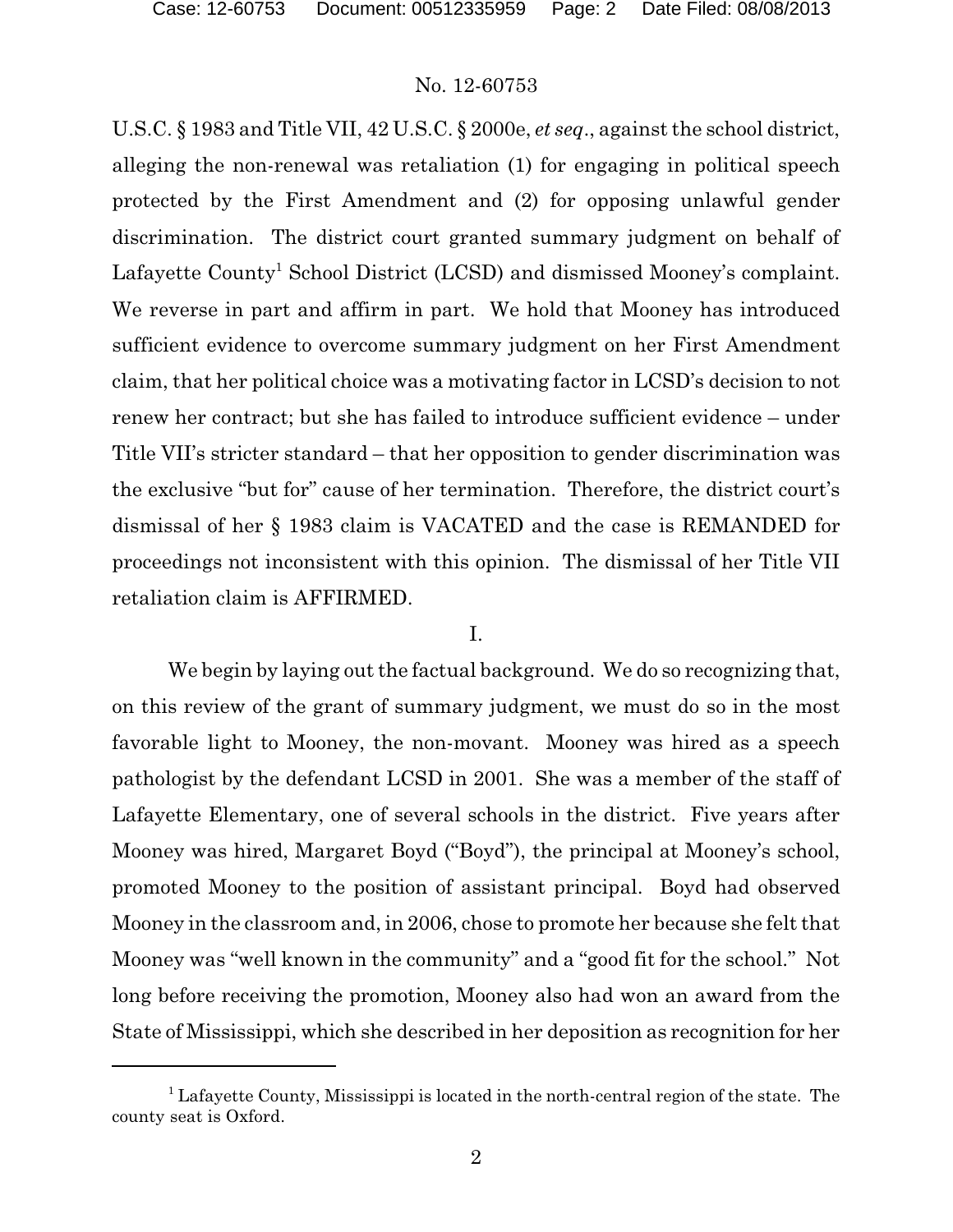U.S.C. § 1983 and Title VII, 42 U.S.C. § 2000e, *et seq*., against the school district, alleging the non-renewal was retaliation (1) for engaging in political speech protected by the First Amendment and (2) for opposing unlawful gender discrimination. The district court granted summary judgment on behalf of Lafayette County[1] School District (LCSD) and dismissed Mooney's complaint. We reverse in part and affirm in part. We hold that Mooney has introduced sufficient evidence to overcome summary judgment on her First Amendment claim, that her political choice was a motivating factor in LCSD's decision to not renew her contract; but she has failed to introduce sufficient evidence – under Title VII's stricter standard – that her opposition to gender discrimination was the exclusive "but for" cause of her termination. Therefore, the district court's dismissal of her § 1983 claim is VACATED and the case is REMANDED for proceedings not inconsistent with this opinion. The dismissal of her Title VII retaliation claim is AFFIRMED.

I.

We begin by laying out the factual background. We do so recognizing that, on this review of the grant of summary judgment, we must do so in the most favorable light to Mooney, the non-movant. Mooney was hired as a speech pathologist by the defendant LCSD in 2001. She was a member of the staff of Lafayette Elementary, one of several schools in the district. Five years after Mooney was hired, Margaret Boyd ("Boyd"), the principal at Mooney's school, promoted Mooney to the position of assistant principal. Boyd had observed Mooney in the classroom and, in 2006, chose to promote her because she felt that Mooney was "well known in the community" and a "good fit for the school." Not long before receiving the promotion, Mooney also had won an award from the State of Mississippi, which she described in her deposition as recognition for her

[1] Lafayette County, Mississippi is located in the north-central region of the state. The county seat is Oxford.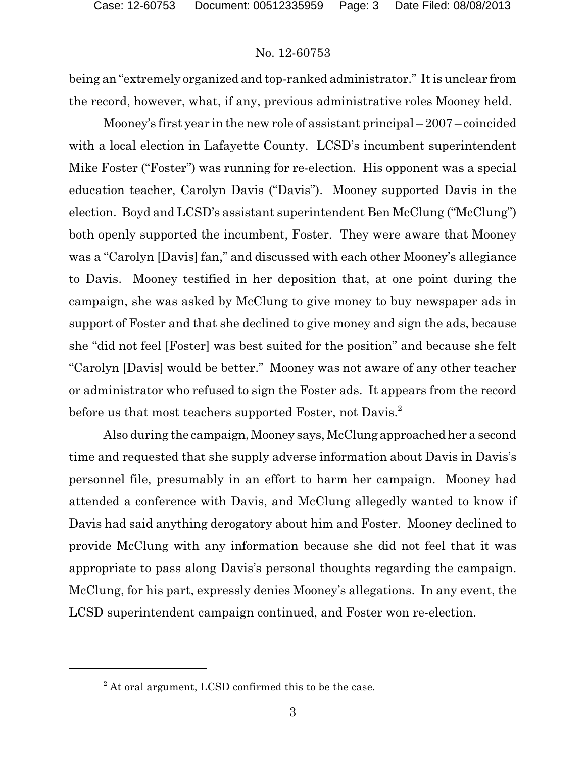being an "extremely organized and top-ranked administrator." It is unclear from the record, however, what, if any, previous administrative roles Mooney held.

Mooney's first year in the new role of assistant principal – 2007 – coincided with a local election in Lafayette County. LCSD's incumbent superintendent Mike Foster ("Foster") was running for re-election. His opponent was a special education teacher, Carolyn Davis ("Davis"). Mooney supported Davis in the election. Boyd and LCSD's assistant superintendent Ben McClung ("McClung") both openly supported the incumbent, Foster. They were aware that Mooney was a "Carolyn [Davis] fan," and discussed with each other Mooney's allegiance to Davis. Mooney testified in her deposition that, at one point during the campaign, she was asked by McClung to give money to buy newspaper ads in support of Foster and that she declined to give money and sign the ads, because she "did not feel [Foster] was best suited for the position" and because she felt "Carolyn [Davis] would be better." Mooney was not aware of any other teacher or administrator who refused to sign the Foster ads. It appears from the record before us that most teachers supported Foster, not Davis.[2]

Also during the campaign, Mooney says, McClung approached her a second time and requested that she supply adverse information about Davis in Davis's personnel file, presumably in an effort to harm her campaign. Mooney had attended a conference with Davis, and McClung allegedly wanted to know if Davis had said anything derogatory about him and Foster. Mooney declined to provide McClung with any information because she did not feel that it was appropriate to pass along Davis's personal thoughts regarding the campaign. McClung, for his part, expressly denies Mooney's allegations. In any event, the LCSD superintendent campaign continued, and Foster won re-election.

---

[2] At oral argument, LCSD confirmed this to be the case.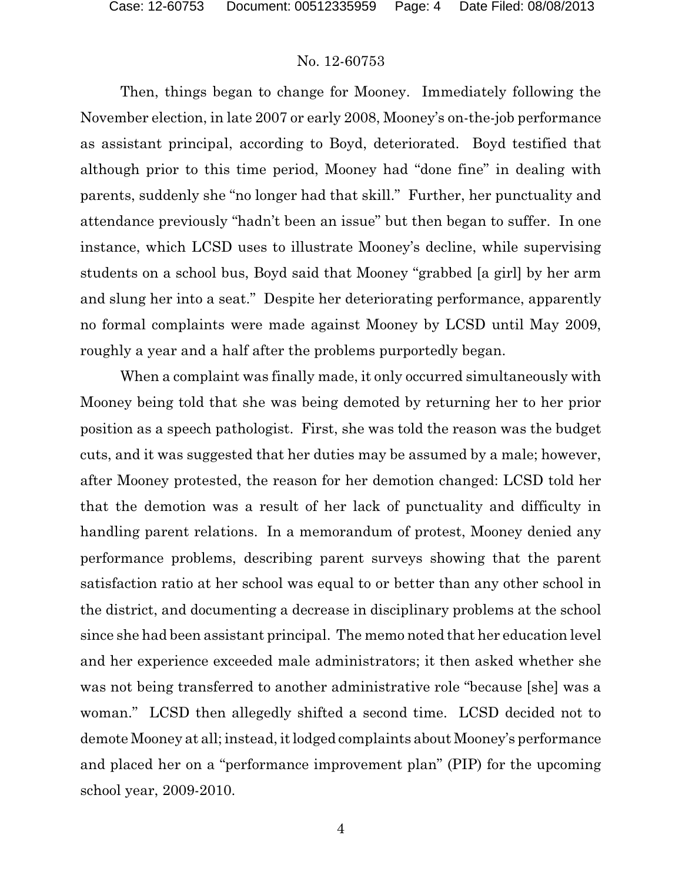Then, things began to change for Mooney. Immediately following the November election, in late 2007 or early 2008, Mooney's on-the-job performance as assistant principal, according to Boyd, deteriorated. Boyd testified that although prior to this time period, Mooney had "done fine" in dealing with parents, suddenly she "no longer had that skill." Further, her punctuality and attendance previously "hadn't been an issue" but then began to suffer. In one instance, which LCSD uses to illustrate Mooney's decline, while supervising students on a school bus, Boyd said that Mooney "grabbed [a girl] by her arm and slung her into a seat." Despite her deteriorating performance, apparently no formal complaints were made against Mooney by LCSD until May 2009, roughly a year and a half after the problems purportedly began.

When a complaint was finally made, it only occurred simultaneously with Mooney being told that she was being demoted by returning her to her prior position as a speech pathologist. First, she was told the reason was the budget cuts, and it was suggested that her duties may be assumed by a male; however, after Mooney protested, the reason for her demotion changed: LCSD told her that the demotion was a result of her lack of punctuality and difficulty in handling parent relations. In a memorandum of protest, Mooney denied any performance problems, describing parent surveys showing that the parent satisfaction ratio at her school was equal to or better than any other school in the district, and documenting a decrease in disciplinary problems at the school since she had been assistant principal. The memo noted that her education level and her experience exceeded male administrators; it then asked whether she was not being transferred to another administrative role "because [she] was a woman." LCSD then allegedly shifted a second time. LCSD decided not to demote Mooney at all; instead, it lodged complaints about Mooney's performance and placed her on a "performance improvement plan" (PIP) for the upcoming school year, 2009-2010.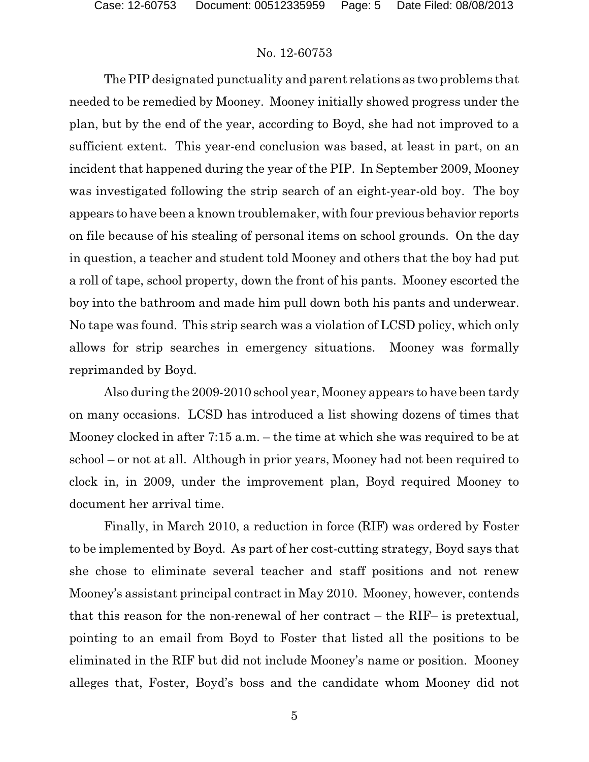The PIP designated punctuality and parent relations as two problems that needed to be remedied by Mooney. Mooney initially showed progress under the plan, but by the end of the year, according to Boyd, she had not improved to a sufficient extent. This year-end conclusion was based, at least in part, on an incident that happened during the year of the PIP. In September 2009, Mooney was investigated following the strip search of an eight-year-old boy. The boy appears to have been a known troublemaker, with four previous behavior reports on file because of his stealing of personal items on school grounds. On the day in question, a teacher and student told Mooney and others that the boy had put a roll of tape, school property, down the front of his pants. Mooney escorted the boy into the bathroom and made him pull down both his pants and underwear. No tape was found. This strip search was a violation of LCSD policy, which only allows for strip searches in emergency situations. Mooney was formally reprimanded by Boyd.

Also during the 2009-2010 school year, Mooney appears to have been tardy on many occasions. LCSD has introduced a list showing dozens of times that Mooney clocked in after 7:15 a.m. – the time at which she was required to be at school – or not at all. Although in prior years, Mooney had not been required to clock in, in 2009, under the improvement plan, Boyd required Mooney to document her arrival time.

Finally, in March 2010, a reduction in force (RIF) was ordered by Foster to be implemented by Boyd. As part of her cost-cutting strategy, Boyd says that she chose to eliminate several teacher and staff positions and not renew Mooney's assistant principal contract in May 2010. Mooney, however, contends that this reason for the non-renewal of her contract – the RIF– is pretextual, pointing to an email from Boyd to Foster that listed all the positions to be eliminated in the RIF but did not include Mooney's name or position. Mooney alleges that, Foster, Boyd's boss and the candidate whom Mooney did not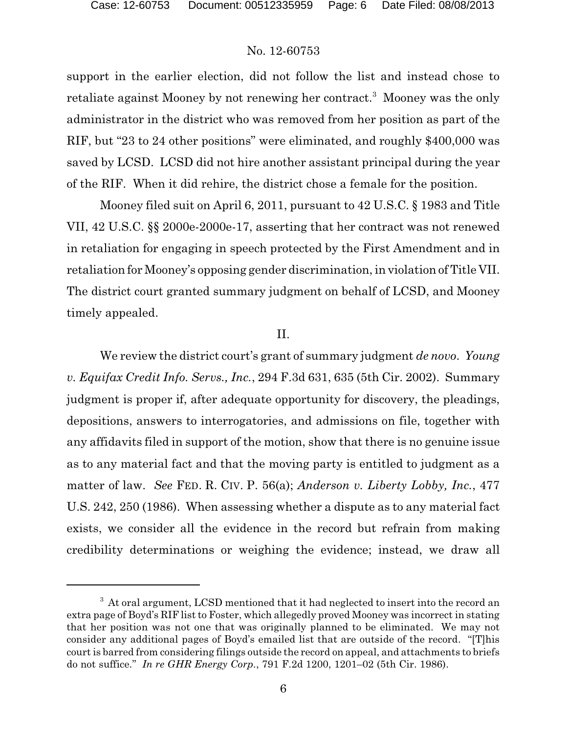support in the earlier election, did not follow the list and instead chose to retaliate against Mooney by not renewing her contract.[3] Mooney was the only administrator in the district who was removed from her position as part of the RIF, but "23 to 24 other positions" were eliminated, and roughly $400,000 was saved by LCSD. LCSD did not hire another assistant principal during the year of the RIF. When it did rehire, the district chose a female for the position.

Mooney filed suit on April 6, 2011, pursuant to 42 U.S.C. § 1983 and Title VII, 42 U.S.C. §§ 2000e-2000e-17, asserting that her contract was not renewed in retaliation for engaging in speech protected by the First Amendment and in retaliation for Mooney's opposing gender discrimination, in violation of Title VII. The district court granted summary judgment on behalf of LCSD, and Mooney timely appealed.

## II.

We review the district court's grant of summary judgment *de novo*. *Young v. Equifax Credit Info. Servs., Inc.*, 294 F.3d 631, 635 (5th Cir. 2002). Summary judgment is proper if, after adequate opportunity for discovery, the pleadings, depositions, answers to interrogatories, and admissions on file, together with any affidavits filed in support of the motion, show that there is no genuine issue as to any material fact and that the moving party is entitled to judgment as a matter of law. *See* FED. R. CIV. P. 56(a); *Anderson v. Liberty Lobby, Inc.*, 477 U.S. 242, 250 (1986). When assessing whether a dispute as to any material fact exists, we consider all the evidence in the record but refrain from making credibility determinations or weighing the evidence; instead, we draw all

---

[3] At oral argument, LCSD mentioned that it had neglected to insert into the record an extra page of Boyd's RIF list to Foster, which allegedly proved Mooney was incorrect in stating that her position was not one that was originally planned to be eliminated. We may not consider any additional pages of Boyd's emailed list that are outside of the record. "[T]his court is barred from considering filings outside the record on appeal, and attachments to briefs do not suffice." *In re GHR Energy Corp.*, 791 F.2d 1200, 1201–02 (5th Cir. 1986).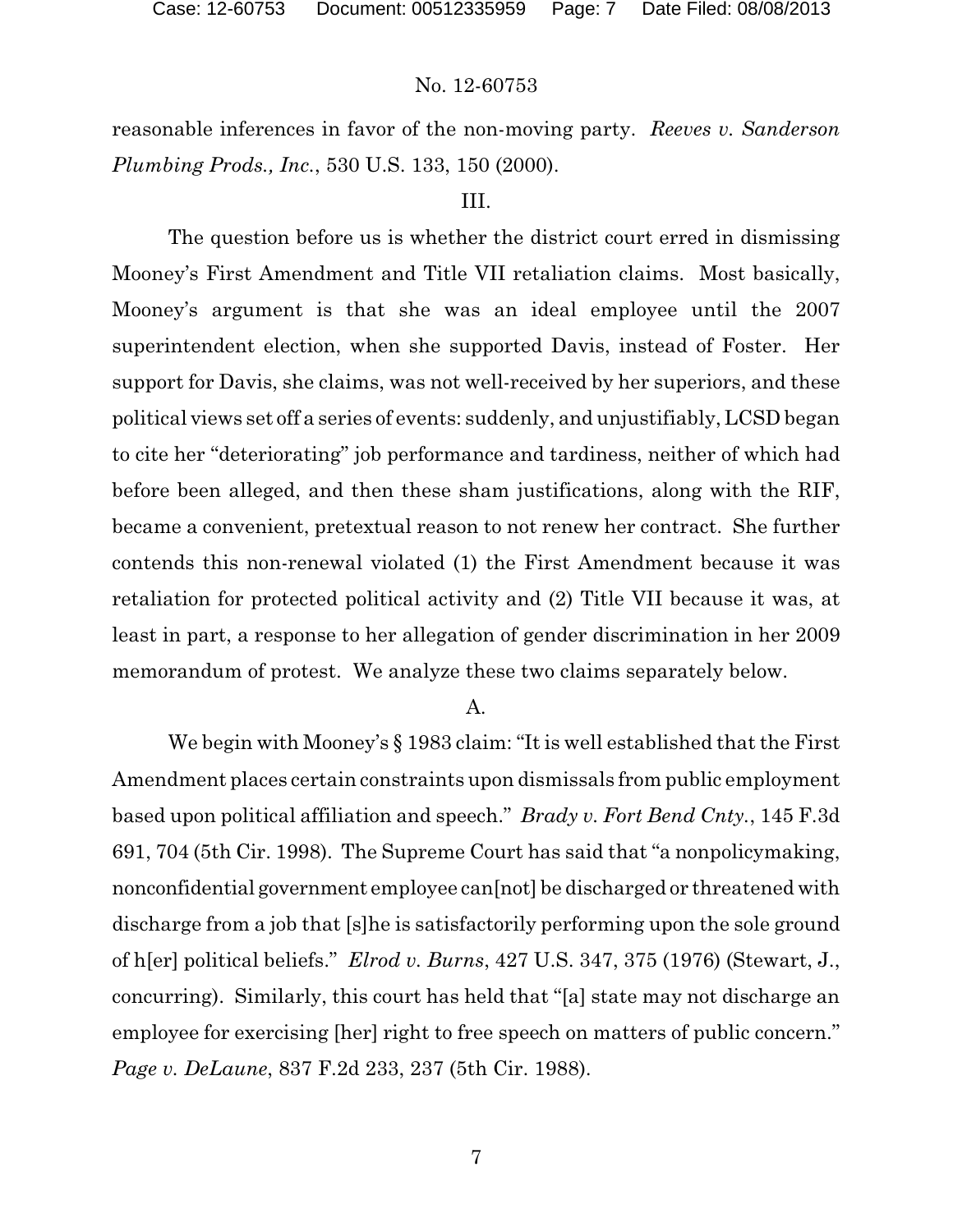reasonable inferences in favor of the non-moving party. *Reeves v. Sanderson Plumbing Prods., Inc.*, 530 U.S. 133, 150 (2000).

III.

The question before us is whether the district court erred in dismissing Mooney's First Amendment and Title VII retaliation claims. Most basically, Mooney's argument is that she was an ideal employee until the 2007 superintendent election, when she supported Davis, instead of Foster. Her support for Davis, she claims, was not well-received by her superiors, and these political views set off a series of events: suddenly, and unjustifiably, LCSD began to cite her "deteriorating" job performance and tardiness, neither of which had before been alleged, and then these sham justifications, along with the RIF, became a convenient, pretextual reason to not renew her contract. She further contends this non-renewal violated (1) the First Amendment because it was retaliation for protected political activity and (2) Title VII because it was, at least in part, a response to her allegation of gender discrimination in her 2009 memorandum of protest. We analyze these two claims separately below.

A.

We begin with Mooney's § 1983 claim: "It is well established that the First Amendment places certain constraints upon dismissals from public employment based upon political affiliation and speech." *Brady v. Fort Bend Cnty.*, 145 F.3d 691, 704 (5th Cir. 1998). The Supreme Court has said that "a nonpolicymaking, nonconfidential government employee can[not] be discharged or threatened with discharge from a job that [s]he is satisfactorily performing upon the sole ground of h[er] political beliefs." *Elrod v. Burns*, 427 U.S. 347, 375 (1976) (Stewart, J., concurring). Similarly, this court has held that "[a] state may not discharge an employee for exercising [her] right to free speech on matters of public concern." *Page v. DeLaune*, 837 F.2d 233, 237 (5th Cir. 1988).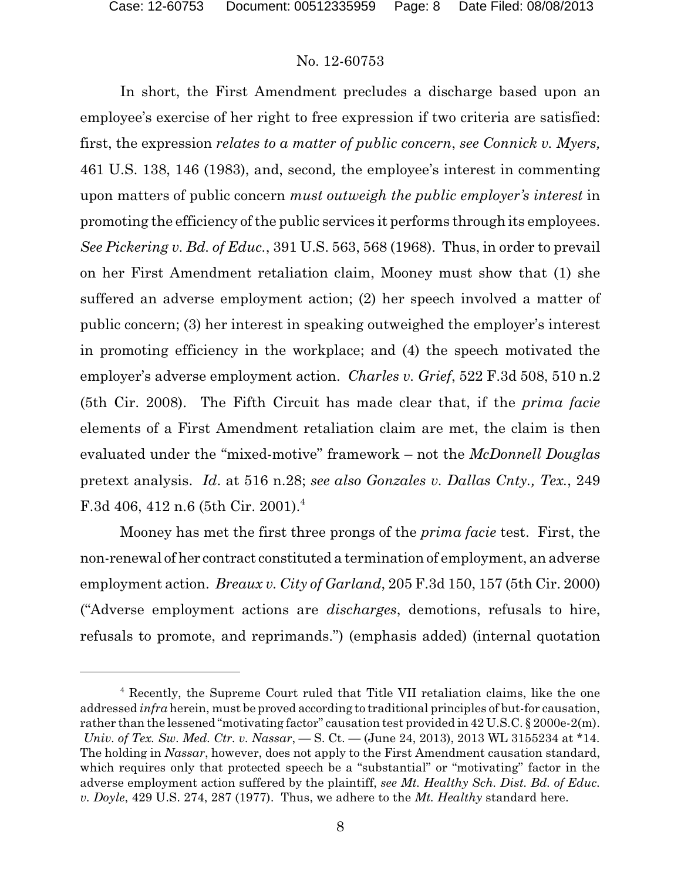In short, the First Amendment precludes a discharge based upon an employee's exercise of her right to free expression if two criteria are satisfied: first, the expression *relates to a matter of public concern*, *see Connick v. Myers,* 461 U.S. 138, 146 (1983), and, second*,* the employee's interest in commenting upon matters of public concern *must outweigh the public employer's interest* in promoting the efficiency of the public services it performs through its employees. *See Pickering v. Bd. of Educ.*, 391 U.S. 563, 568 (1968). Thus, in order to prevail on her First Amendment retaliation claim, Mooney must show that (1) she suffered an adverse employment action; (2) her speech involved a matter of public concern; (3) her interest in speaking outweighed the employer's interest in promoting efficiency in the workplace; and (4) the speech motivated the employer's adverse employment action. *Charles v. Grief*, 522 F.3d 508, 510 n.2 (5th Cir. 2008). The Fifth Circuit has made clear that, if the *prima facie* elements of a First Amendment retaliation claim are met, the claim is then evaluated under the "mixed-motive" framework – not the *McDonnell Douglas* pretext analysis. *Id*. at 516 n.28; *see also Gonzales v. Dallas Cnty., Tex.*, 249 F.3d 406, 412 n.6 (5th Cir. 2001).[4]

Mooney has met the first three prongs of the *prima facie* test. First, the non-renewal of her contract constituted a termination of employment, an adverse employment action. *Breaux v. City of Garland*, 205 F.3d 150, 157 (5th Cir. 2000) ("Adverse employment actions are *discharges*, demotions, refusals to hire, refusals to promote, and reprimands.") (emphasis added) (internal quotation

---

[4] Recently, the Supreme Court ruled that Title VII retaliation claims, like the one addressed *infra* herein, must be proved according to traditional principles of but-for causation, rather than the lessened "motivating factor" causation test provided in 42 U.S.C. § 2000e-2(m). *Univ. of Tex. Sw. Med. Ctr. v. Nassar*, — S. Ct. — (June 24, 2013), 2013 WL 3155234 at *14. The holding in *Nassar*, however, does not apply to the First Amendment causation standard, which requires only that protected speech be a "substantial" or "motivating" factor in the adverse employment action suffered by the plaintiff, *see Mt. Healthy Sch. Dist. Bd. of Educ. v. Doyle*, 429 U.S. 274, 287 (1977). Thus, we adhere to the *Mt. Healthy* standard here.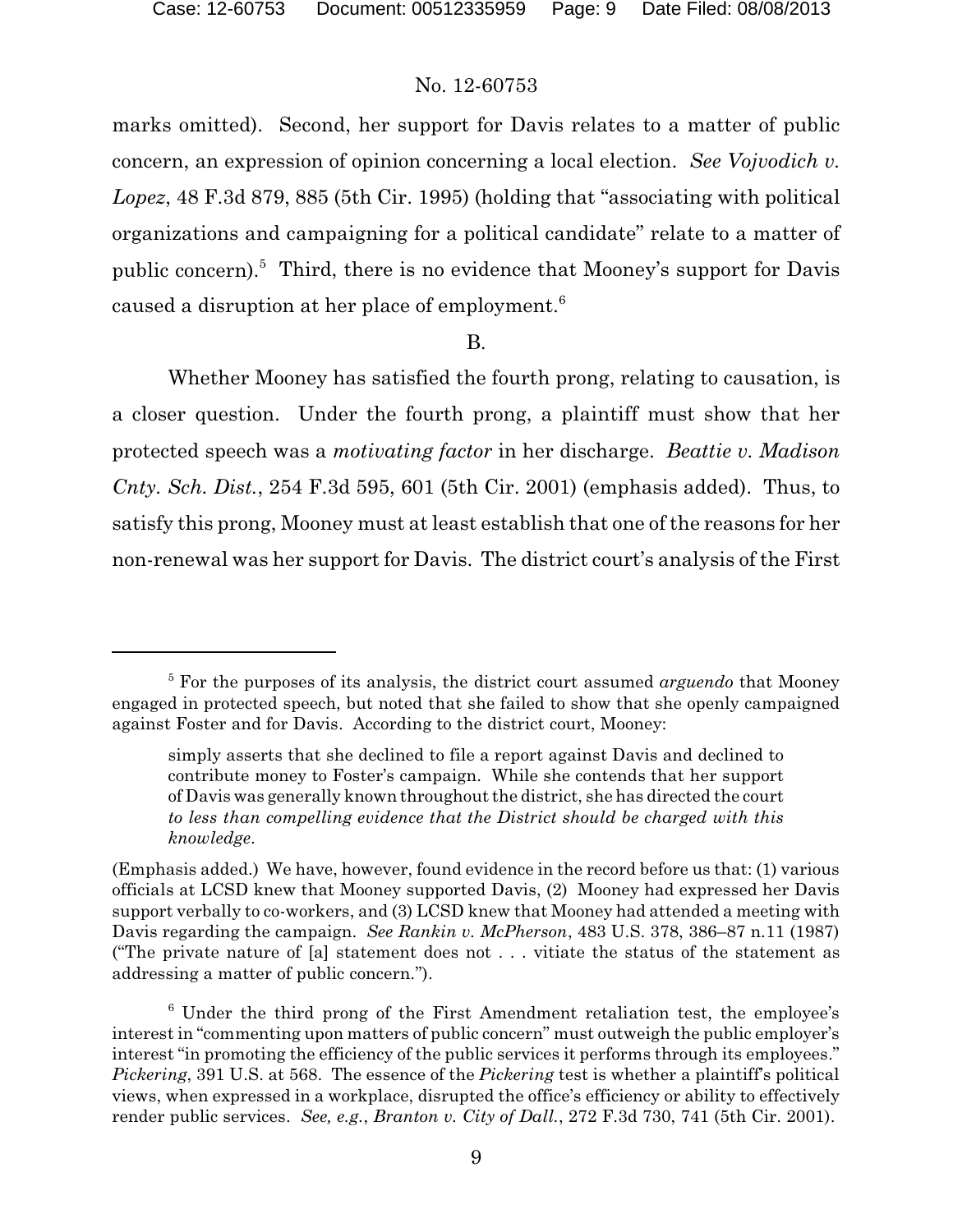marks omitted). Second, her support for Davis relates to a matter of public concern, an expression of opinion concerning a local election. *See Vojvodich v. Lopez*, 48 F.3d 879, 885 (5th Cir. 1995) (holding that "associating with political organizations and campaigning for a political candidate" relate to a matter of public concern).[5] Third, there is no evidence that Mooney's support for Davis caused a disruption at her place of employment.[6]

B.

Whether Mooney has satisfied the fourth prong, relating to causation, is a closer question. Under the fourth prong, a plaintiff must show that her protected speech was a *motivating factor* in her discharge. *Beattie v. Madison Cnty. Sch. Dist.*, 254 F.3d 595, 601 (5th Cir. 2001) (emphasis added). Thus, to satisfy this prong, Mooney must at least establish that one of the reasons for her non-renewal was her support for Davis. The district court's analysis of the First

---

[5] For the purposes of its analysis, the district court assumed *arguendo* that Mooney engaged in protected speech, but noted that she failed to show that she openly campaigned against Foster and for Davis. According to the district court, Mooney:

> simply asserts that she declined to file a report against Davis and declined to contribute money to Foster's campaign. While she contends that her support of Davis was generally known throughout the district, she has directed the court *to less than compelling evidence that the District should be charged with this knowledge.*

(Emphasis added.) We have, however, found evidence in the record before us that: (1) various officials at LCSD knew that Mooney supported Davis, (2) Mooney had expressed her Davis support verbally to co-workers, and (3) LCSD knew that Mooney had attended a meeting with Davis regarding the campaign. *See Rankin v. McPherson*, 483 U.S. 378, 386–87 n.11 (1987) ("The private nature of [a] statement does not . . . vitiate the status of the statement as addressing a matter of public concern.").

[6] Under the third prong of the First Amendment retaliation test, the employee's interest in "commenting upon matters of public concern" must outweigh the public employer's interest "in promoting the efficiency of the public services it performs through its employees." *Pickering*, 391 U.S. at 568. The essence of the *Pickering* test is whether a plaintiff's political views, when expressed in a workplace, disrupted the office's efficiency or ability to effectively render public services. *See, e.g.*, *Branton v. City of Dall.*, 272 F.3d 730, 741 (5th Cir. 2001).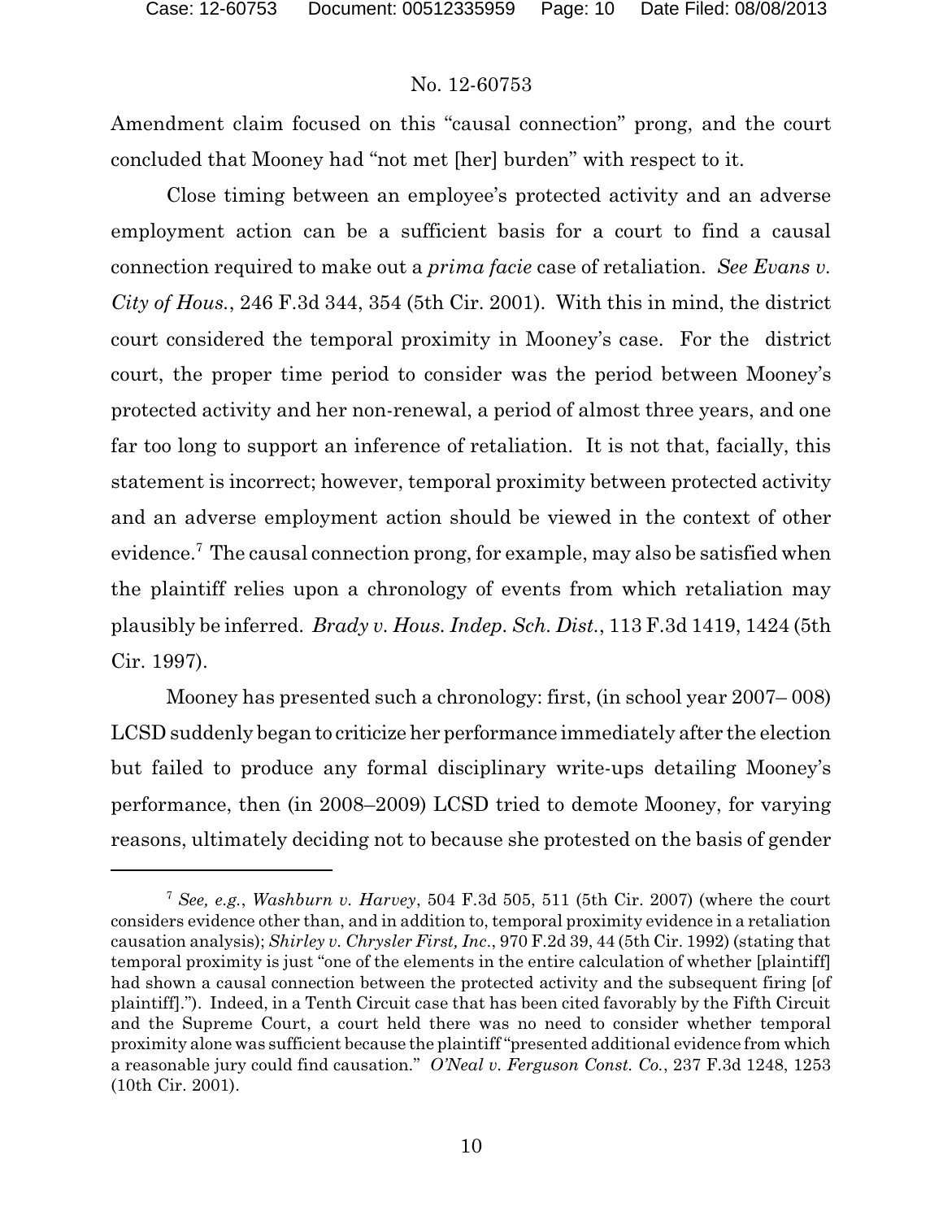Amendment claim focused on this "causal connection" prong, and the court concluded that Mooney had "not met [her] burden" with respect to it.

Close timing between an employee's protected activity and an adverse employment action can be a sufficient basis for a court to find a causal connection required to make out a *prima facie* case of retaliation. *See Evans v. City of Hous.*, 246 F.3d 344, 354 (5th Cir. 2001). With this in mind, the district court considered the temporal proximity in Mooney's case. For the district court, the proper time period to consider was the period between Mooney's protected activity and her non-renewal, a period of almost three years, and one far too long to support an inference of retaliation. It is not that, facially, this statement is incorrect; however, temporal proximity between protected activity and an adverse employment action should be viewed in the context of other evidence.[7] The causal connection prong, for example, may also be satisfied when the plaintiff relies upon a chronology of events from which retaliation may plausibly be inferred. *Brady v. Hous. Indep. Sch. Dist.*, 113 F.3d 1419, 1424 (5th Cir. 1997).

Mooney has presented such a chronology: first, (in school year 2007– 008) LCSD suddenly began to criticize her performance immediately after the election but failed to produce any formal disciplinary write-ups detailing Mooney's performance, then (in 2008–2009) LCSD tried to demote Mooney, for varying reasons, ultimately deciding not to because she protested on the basis of gender

[7] *See, e.g.*, *Washburn v. Harvey*, 504 F.3d 505, 511 (5th Cir. 2007) (where the court considers evidence other than, and in addition to, temporal proximity evidence in a retaliation causation analysis); *Shirley v. Chrysler First, Inc.*, 970 F.2d 39, 44 (5th Cir. 1992) (stating that temporal proximity is just "one of the elements in the entire calculation of whether [plaintiff] had shown a causal connection between the protected activity and the subsequent firing [of plaintiff]."). Indeed, in a Tenth Circuit case that has been cited favorably by the Fifth Circuit and the Supreme Court, a court held there was no need to consider whether temporal proximity alone was sufficient because the plaintiff "presented additional evidence from which a reasonable jury could find causation." *O'Neal v. Ferguson Const. Co.*, 237 F.3d 1248, 1253 (10th Cir. 2001).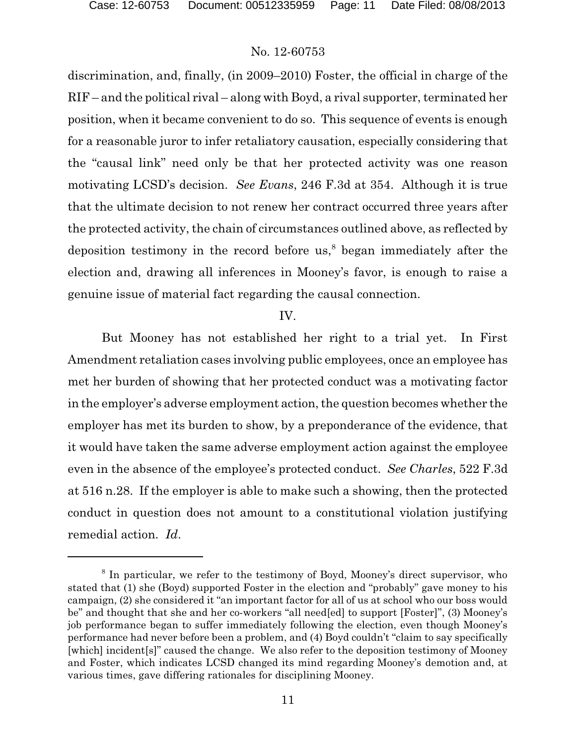discrimination, and, finally, (in 2009–2010) Foster, the official in charge of the RIF – and the political rival – along with Boyd, a rival supporter, terminated her position, when it became convenient to do so. This sequence of events is enough for a reasonable juror to infer retaliatory causation, especially considering that the "causal link" need only be that her protected activity was one reason motivating LCSD's decision. *See Evans*, 246 F.3d at 354. Although it is true that the ultimate decision to not renew her contract occurred three years after the protected activity, the chain of circumstances outlined above, as reflected by deposition testimony in the record before us,[8] began immediately after the election and, drawing all inferences in Mooney's favor, is enough to raise a genuine issue of material fact regarding the causal connection.

## IV.

But Mooney has not established her right to a trial yet. In First Amendment retaliation cases involving public employees, once an employee has met her burden of showing that her protected conduct was a motivating factor in the employer's adverse employment action, the question becomes whether the employer has met its burden to show, by a preponderance of the evidence, that it would have taken the same adverse employment action against the employee even in the absence of the employee's protected conduct. *See Charles*, 522 F.3d at 516 n.28. If the employer is able to make such a showing, then the protected conduct in question does not amount to a constitutional violation justifying remedial action. *Id*.

[8] In particular, we refer to the testimony of Boyd, Mooney's direct supervisor, who stated that (1) she (Boyd) supported Foster in the election and "probably" gave money to his campaign, (2) she considered it "an important factor for all of us at school who our boss would be" and thought that she and her co-workers "all need[ed] to support [Foster]", (3) Mooney's job performance began to suffer immediately following the election, even though Mooney's performance had never before been a problem, and (4) Boyd couldn't "claim to say specifically [which] incident[s]" caused the change. We also refer to the deposition testimony of Mooney and Foster, which indicates LCSD changed its mind regarding Mooney's demotion and, at various times, gave differing rationales for disciplining Mooney.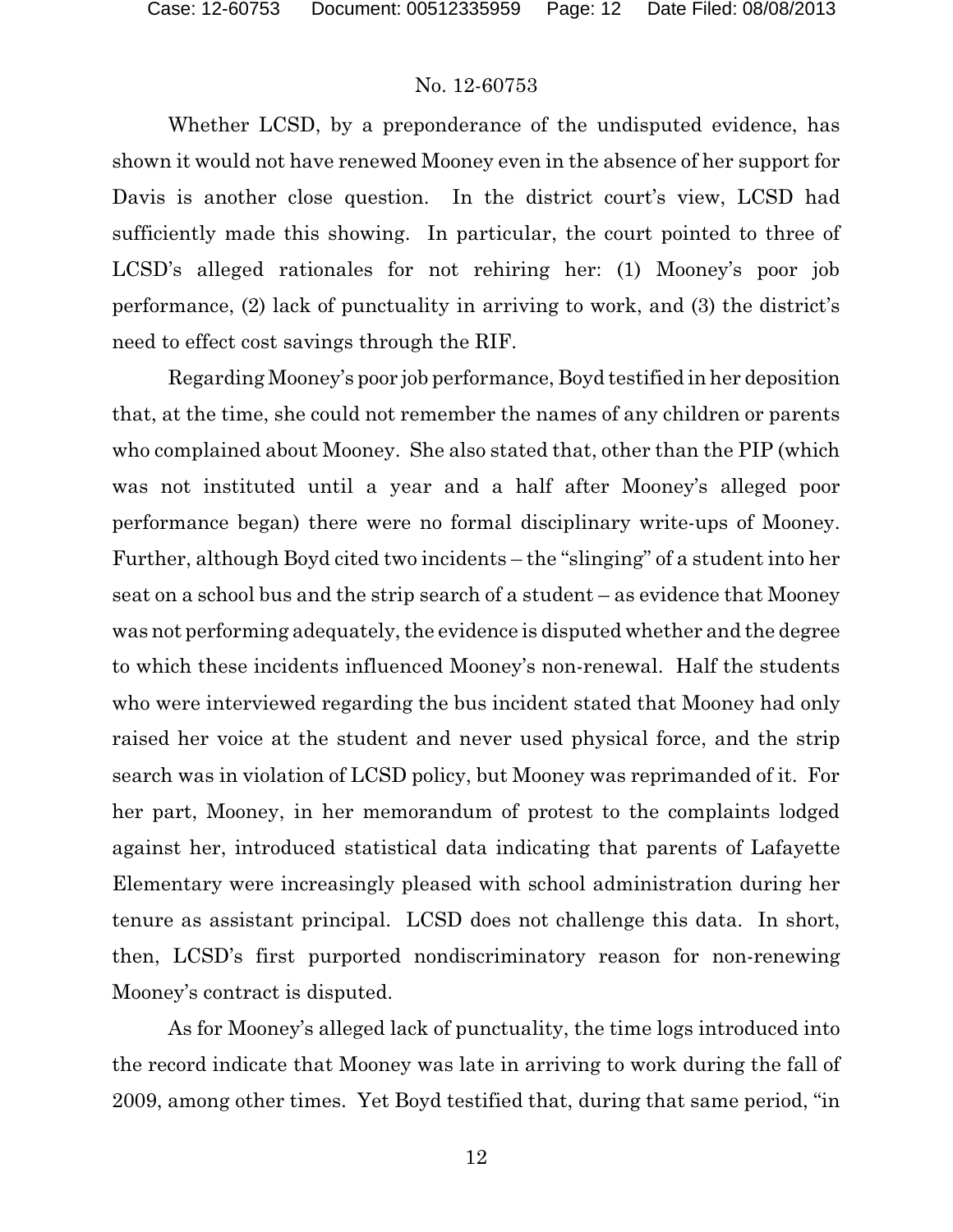Whether LCSD, by a preponderance of the undisputed evidence, has shown it would not have renewed Mooney even in the absence of her support for Davis is another close question. In the district court's view, LCSD had sufficiently made this showing. In particular, the court pointed to three of LCSD's alleged rationales for not rehiring her: (1) Mooney's poor job performance, (2) lack of punctuality in arriving to work, and (3) the district's need to effect cost savings through the RIF.

Regarding Mooney's poor job performance, Boyd testified in her deposition that, at the time, she could not remember the names of any children or parents who complained about Mooney. She also stated that, other than the PIP (which was not instituted until a year and a half after Mooney's alleged poor performance began) there were no formal disciplinary write-ups of Mooney. Further, although Boyd cited two incidents – the "slinging" of a student into her seat on a school bus and the strip search of a student – as evidence that Mooney was not performing adequately, the evidence is disputed whether and the degree to which these incidents influenced Mooney's non-renewal. Half the students who were interviewed regarding the bus incident stated that Mooney had only raised her voice at the student and never used physical force, and the strip search was in violation of LCSD policy, but Mooney was reprimanded of it. For her part, Mooney, in her memorandum of protest to the complaints lodged against her, introduced statistical data indicating that parents of Lafayette Elementary were increasingly pleased with school administration during her tenure as assistant principal. LCSD does not challenge this data. In short, then, LCSD's first purported nondiscriminatory reason for non-renewing Mooney's contract is disputed.

As for Mooney's alleged lack of punctuality, the time logs introduced into the record indicate that Mooney was late in arriving to work during the fall of 2009, among other times. Yet Boyd testified that, during that same period, "in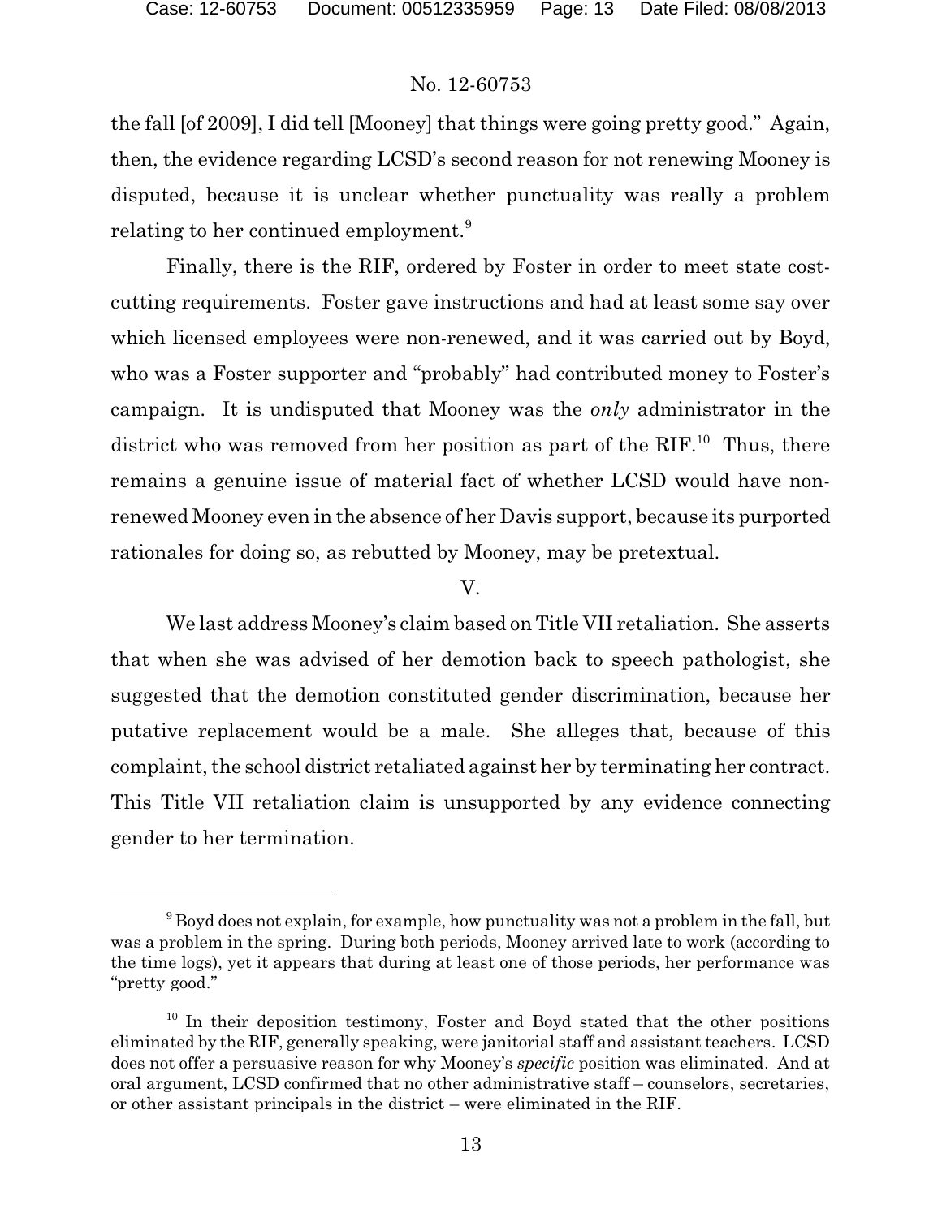the fall [of 2009], I did tell [Mooney] that things were going pretty good." Again, then, the evidence regarding LCSD's second reason for not renewing Mooney is disputed, because it is unclear whether punctuality was really a problem relating to her continued employment.[9]

Finally, there is the RIF, ordered by Foster in order to meet state cost-cutting requirements. Foster gave instructions and had at least some say over which licensed employees were non-renewed, and it was carried out by Boyd, who was a Foster supporter and "probably" had contributed money to Foster's campaign. It is undisputed that Mooney was the *only* administrator in the district who was removed from her position as part of the RIF.[10] Thus, there remains a genuine issue of material fact of whether LCSD would have non-renewed Mooney even in the absence of her Davis support, because its purported rationales for doing so, as rebutted by Mooney, may be pretextual.

## V.

We last address Mooney's claim based on Title VII retaliation. She asserts that when she was advised of her demotion back to speech pathologist, she suggested that the demotion constituted gender discrimination, because her putative replacement would be a male. She alleges that, because of this complaint, the school district retaliated against her by terminating her contract. This Title VII retaliation claim is unsupported by any evidence connecting gender to her termination.

---

[9] Boyd does not explain, for example, how punctuality was not a problem in the fall, but was a problem in the spring. During both periods, Mooney arrived late to work (according to the time logs), yet it appears that during at least one of those periods, her performance was "pretty good."

[10] In their deposition testimony, Foster and Boyd stated that the other positions eliminated by the RIF, generally speaking, were janitorial staff and assistant teachers. LCSD does not offer a persuasive reason for why Mooney's *specific* position was eliminated. And at oral argument, LCSD confirmed that no other administrative staff – counselors, secretaries, or other assistant principals in the district – were eliminated in the RIF.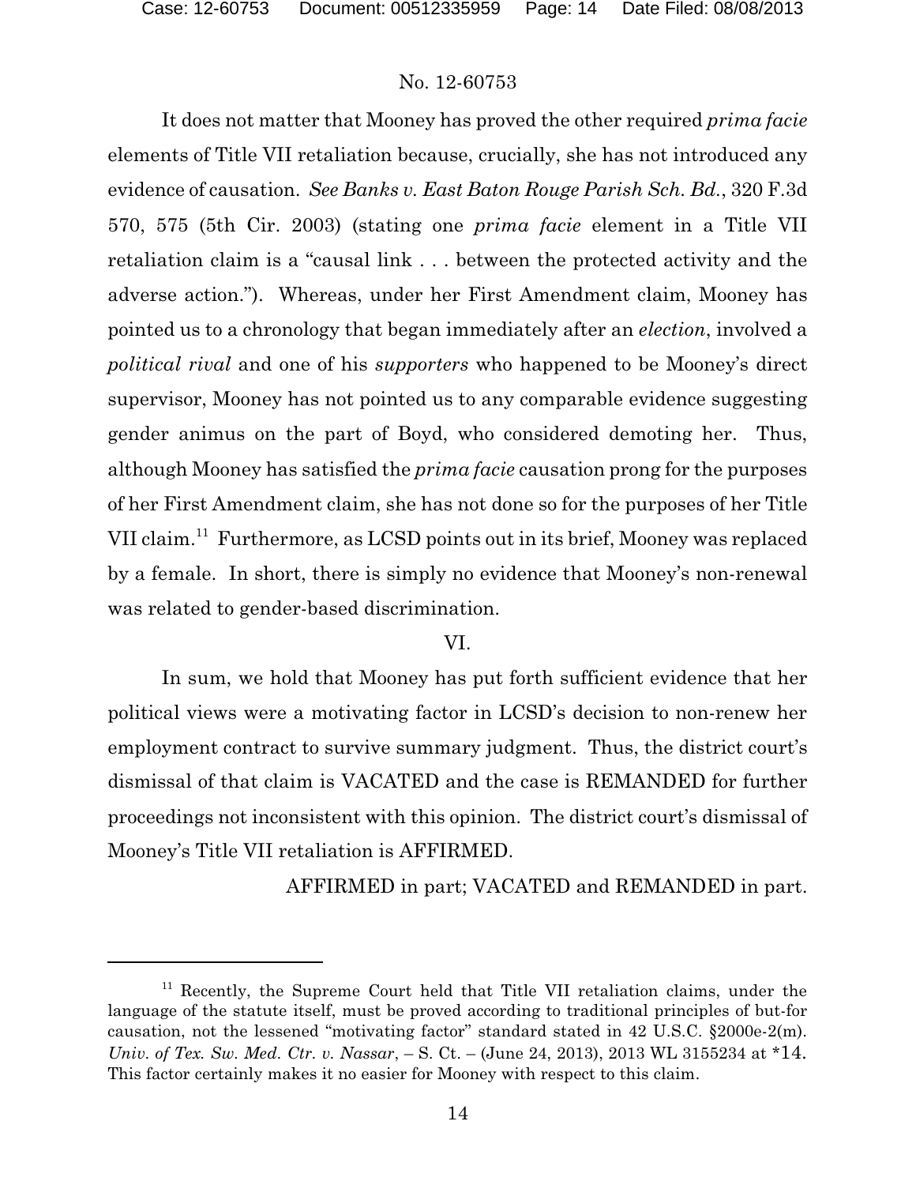It does not matter that Mooney has proved the other required *prima facie* elements of Title VII retaliation because, crucially, she has not introduced any evidence of causation. *See Banks v. East Baton Rouge Parish Sch. Bd.*, 320 F.3d 570, 575 (5th Cir. 2003) (stating one *prima facie* element in a Title VII retaliation claim is a "causal link . . . between the protected activity and the adverse action."). Whereas, under her First Amendment claim, Mooney has pointed us to a chronology that began immediately after an *election*, involved a *political rival* and one of his *supporters* who happened to be Mooney's direct supervisor, Mooney has not pointed us to any comparable evidence suggesting gender animus on the part of Boyd, who considered demoting her. Thus, although Mooney has satisfied the *prima facie* causation prong for the purposes of her First Amendment claim, she has not done so for the purposes of her Title VII claim.[11] Furthermore, as LCSD points out in its brief, Mooney was replaced by a female. In short, there is simply no evidence that Mooney's non-renewal was related to gender-based discrimination.

VI.

In sum, we hold that Mooney has put forth sufficient evidence that her political views were a motivating factor in LCSD's decision to non-renew her employment contract to survive summary judgment. Thus, the district court's dismissal of that claim is VACATED and the case is REMANDED for further proceedings not inconsistent with this opinion. The district court's dismissal of Mooney's Title VII retaliation is AFFIRMED.

AFFIRMED in part; VACATED and REMANDED in part.

---

[11] Recently, the Supreme Court held that Title VII retaliation claims, under the language of the statute itself, must be proved according to traditional principles of but-for causation, not the lessened "motivating factor" standard stated in 42 U.S.C. §2000e-2(m). *Univ. of Tex. Sw. Med. Ctr. v. Nassar*, – S. Ct. – (June 24, 2013), 2013 WL 3155234 at *14. This factor certainly makes it no easier for Mooney with respect to this claim.